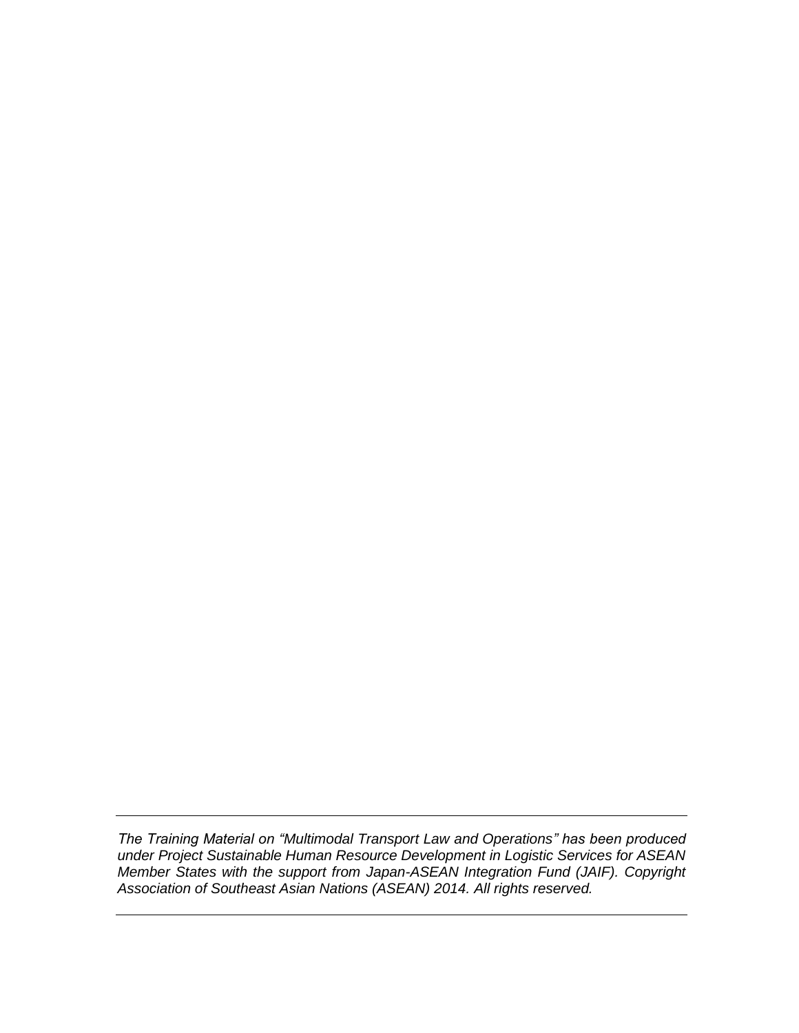*The Training Material on "Multimodal Transport Law and Operations" has been produced under Project Sustainable Human Resource Development in Logistic Services for ASEAN Member States with the support from Japan-ASEAN Integration Fund (JAIF). Copyright Association of Southeast Asian Nations (ASEAN) 2014. All rights reserved.*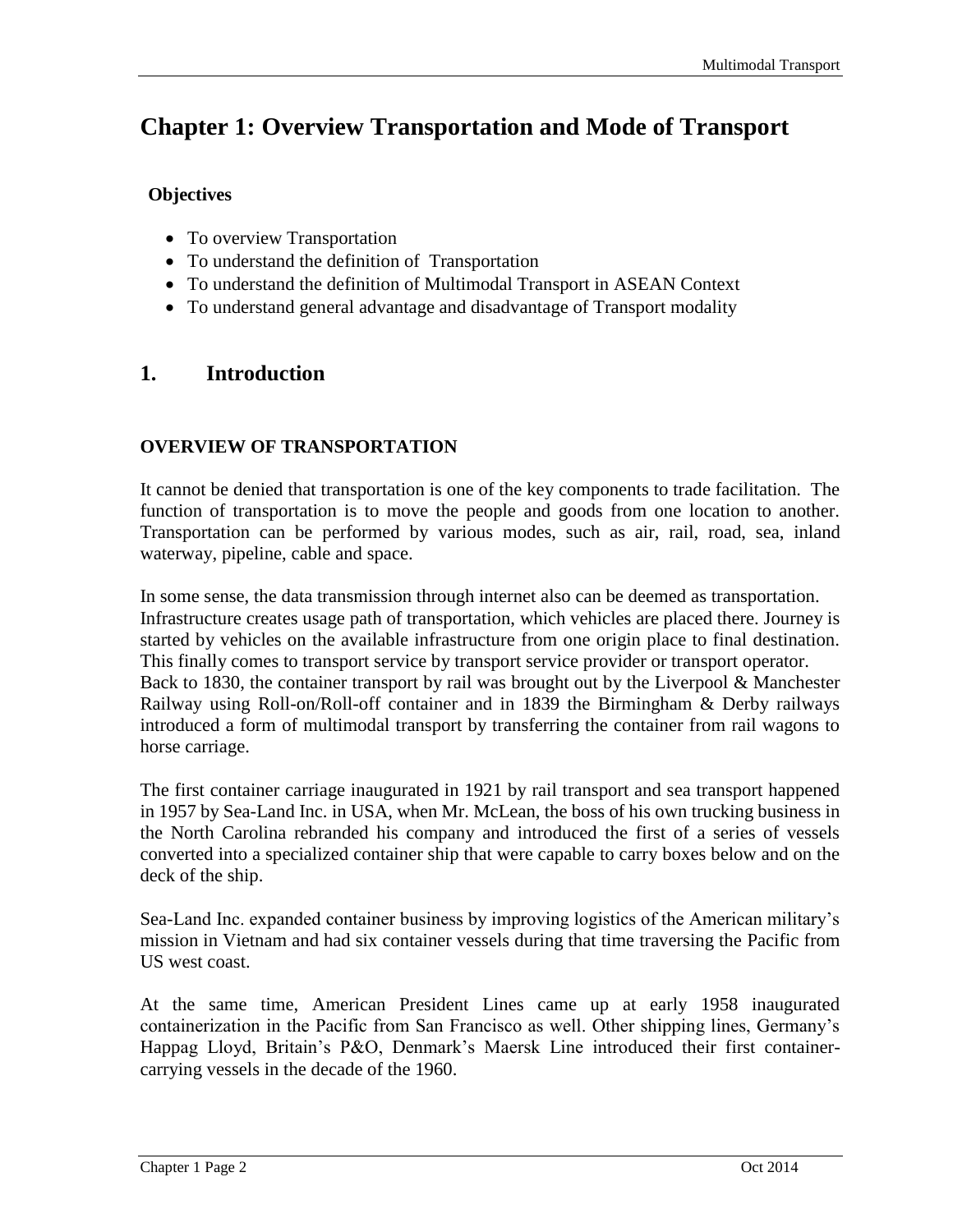# Chapter 1: Overview Transportation and Mode of Transport

**Objectives**

- To overview Transportation
- To understand the definition of Transportation
- To understand the definition of Multimodal Transport in ASEAN Context
- To understand general advantage and disadvantage of Transport modality

## 1. Introduction

### OVERVIEW OF TRANSPORTATION

It cannot be denied that transportation is one of the key components to trade facilitation. The function of transportation is to move the people and goods from one location to another. Transportation can be performed by various modes, such as air, rail, road, sea, inland waterway, pipeline, cable and space.

In some sense, the data transmission through internet also can be deemed as transportation. Infrastructure creates usage path of transportation, which vehicles are placed there. Journey is started by vehicles on the available infrastructure from one origin place to final destination. This finally comes to transport service by transport service provider or transport operator. Back to 1830, the container transport by rail was brought out by the Liverpool & Manchester Railway using Roll-on/Roll-off container and in 1839 the Birmingham & Derby railways introduced a form of multimodal transport by transferring the container from rail wagons to horse carriage.

The first container carriage inaugurated in 1921 by rail transport and sea transport happened in 1957 by Sea-Land Inc. in USA, when Mr. McLean, the boss of his own trucking business in the North Carolina rebranded his company and introduced the first of a series of vessels converted into a specialized container ship that were capable to carry boxes below and on the deck of the ship.

Sea-Land Inc. expanded container business by improving logistics of the American military's mission in Vietnam and had six container vessels during that time traversing the Pacific from US west coast.

At the same time, American President Lines came up at early 1958 inaugurated containerization in the Pacific from San Francisco as well. Other shipping lines, Germany's Happag Lloyd, Britain's P&O, Denmark's Maersk Line introduced their first container-carrying vessels in the decade of the 1960.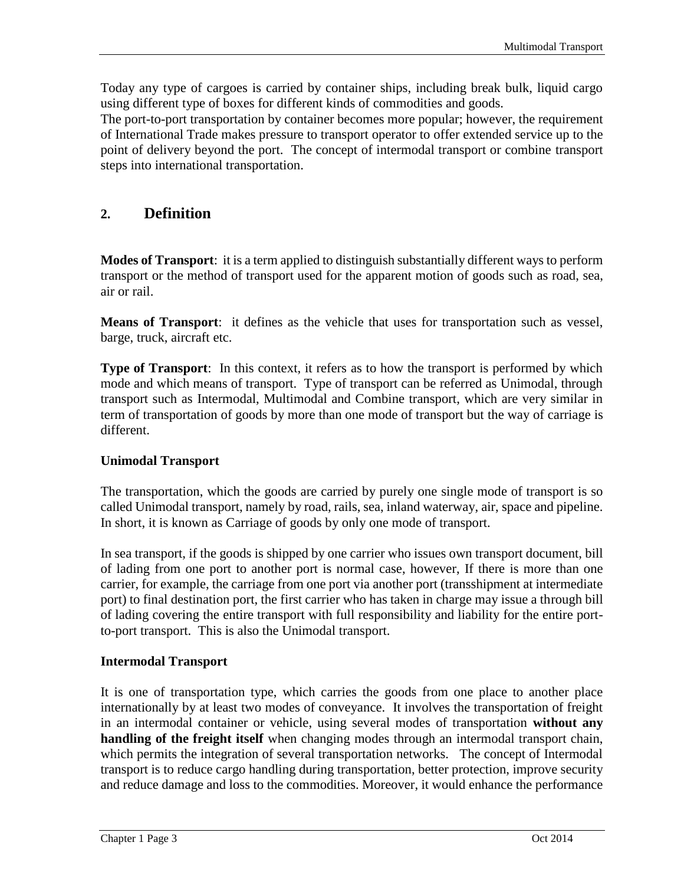Today any type of cargoes is carried by container ships, including break bulk, liquid cargo using different type of boxes for different kinds of commodities and goods.
The port-to-port transportation by container becomes more popular; however, the requirement of International Trade makes pressure to transport operator to offer extended service up to the point of delivery beyond the port. The concept of intermodal transport or combine transport steps into international transportation.

## 2. Definition

**Modes of Transport**: it is a term applied to distinguish substantially different ways to perform transport or the method of transport used for the apparent motion of goods such as road, sea, air or rail.

**Means of Transport**: it defines as the vehicle that uses for transportation such as vessel, barge, truck, aircraft etc.

**Type of Transport**: In this context, it refers as to how the transport is performed by which mode and which means of transport. Type of transport can be referred as Unimodal, through transport such as Intermodal, Multimodal and Combine transport, which are very similar in term of transportation of goods by more than one mode of transport but the way of carriage is different.

### Unimodal Transport

The transportation, which the goods are carried by purely one single mode of transport is so called Unimodal transport, namely by road, rails, sea, inland waterway, air, space and pipeline. In short, it is known as Carriage of goods by only one mode of transport.

In sea transport, if the goods is shipped by one carrier who issues own transport document, bill of lading from one port to another port is normal case, however, If there is more than one carrier, for example, the carriage from one port via another port (transshipment at intermediate port) to final destination port, the first carrier who has taken in charge may issue a through bill of lading covering the entire transport with full responsibility and liability for the entire port-to-port transport. This is also the Unimodal transport.

### Intermodal Transport

It is one of transportation type, which carries the goods from one place to another place internationally by at least two modes of conveyance. It involves the transportation of freight in an intermodal container or vehicle, using several modes of transportation **without any handling of the freight itself** when changing modes through an intermodal transport chain, which permits the integration of several transportation networks. The concept of Intermodal transport is to reduce cargo handling during transportation, better protection, improve security and reduce damage and loss to the commodities. Moreover, it would enhance the performance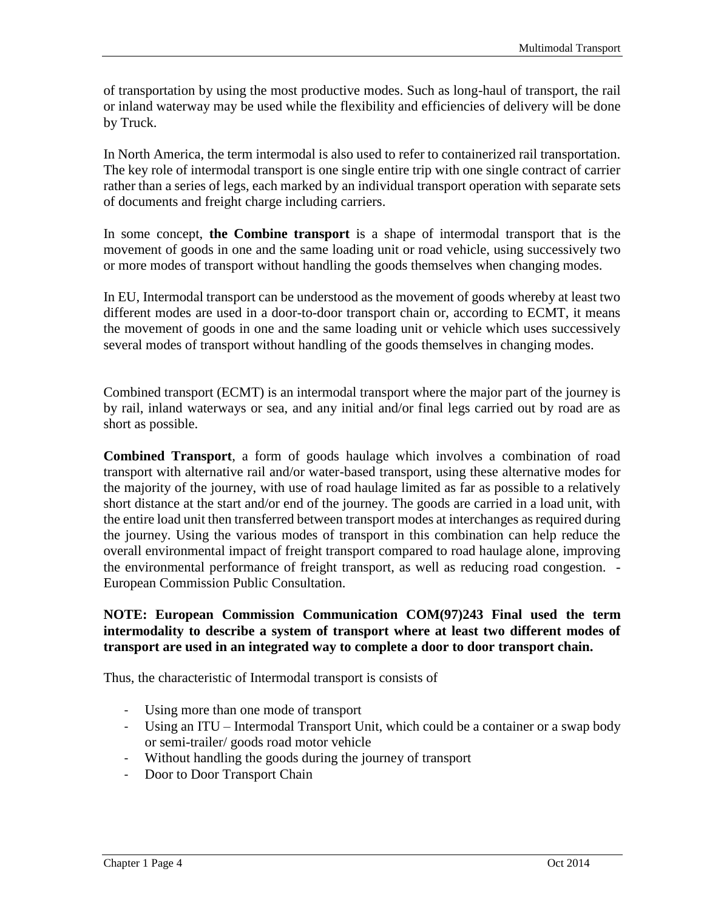of transportation by using the most productive modes. Such as long-haul of transport, the rail or inland waterway may be used while the flexibility and efficiencies of delivery will be done by Truck.

In North America, the term intermodal is also used to refer to containerized rail transportation. The key role of intermodal transport is one single entire trip with one single contract of carrier rather than a series of legs, each marked by an individual transport operation with separate sets of documents and freight charge including carriers.

In some concept, **the Combine transport** is a shape of intermodal transport that is the movement of goods in one and the same loading unit or road vehicle, using successively two or more modes of transport without handling the goods themselves when changing modes.

In EU, Intermodal transport can be understood as the movement of goods whereby at least two different modes are used in a door-to-door transport chain or, according to ECMT, it means the movement of goods in one and the same loading unit or vehicle which uses successively several modes of transport without handling of the goods themselves in changing modes.

Combined transport (ECMT) is an intermodal transport where the major part of the journey is by rail, inland waterways or sea, and any initial and/or final legs carried out by road are as short as possible.

**Combined Transport**, a form of goods haulage which involves a combination of road transport with alternative rail and/or water-based transport, using these alternative modes for the majority of the journey, with use of road haulage limited as far as possible to a relatively short distance at the start and/or end of the journey. The goods are carried in a load unit, with the entire load unit then transferred between transport modes at interchanges as required during the journey. Using the various modes of transport in this combination can help reduce the overall environmental impact of freight transport compared to road haulage alone, improving the environmental performance of freight transport, as well as reducing road congestion. - European Commission Public Consultation.

**NOTE: European Commission Communication COM(97)243 Final used the term intermodality to describe a system of transport where at least two different modes of transport are used in an integrated way to complete a door to door transport chain.**

Thus, the characteristic of Intermodal transport is consists of

- Using more than one mode of transport
- Using an ITU – Intermodal Transport Unit, which could be a container or a swap body or semi-trailer/ goods road motor vehicle
- Without handling the goods during the journey of transport
- Door to Door Transport Chain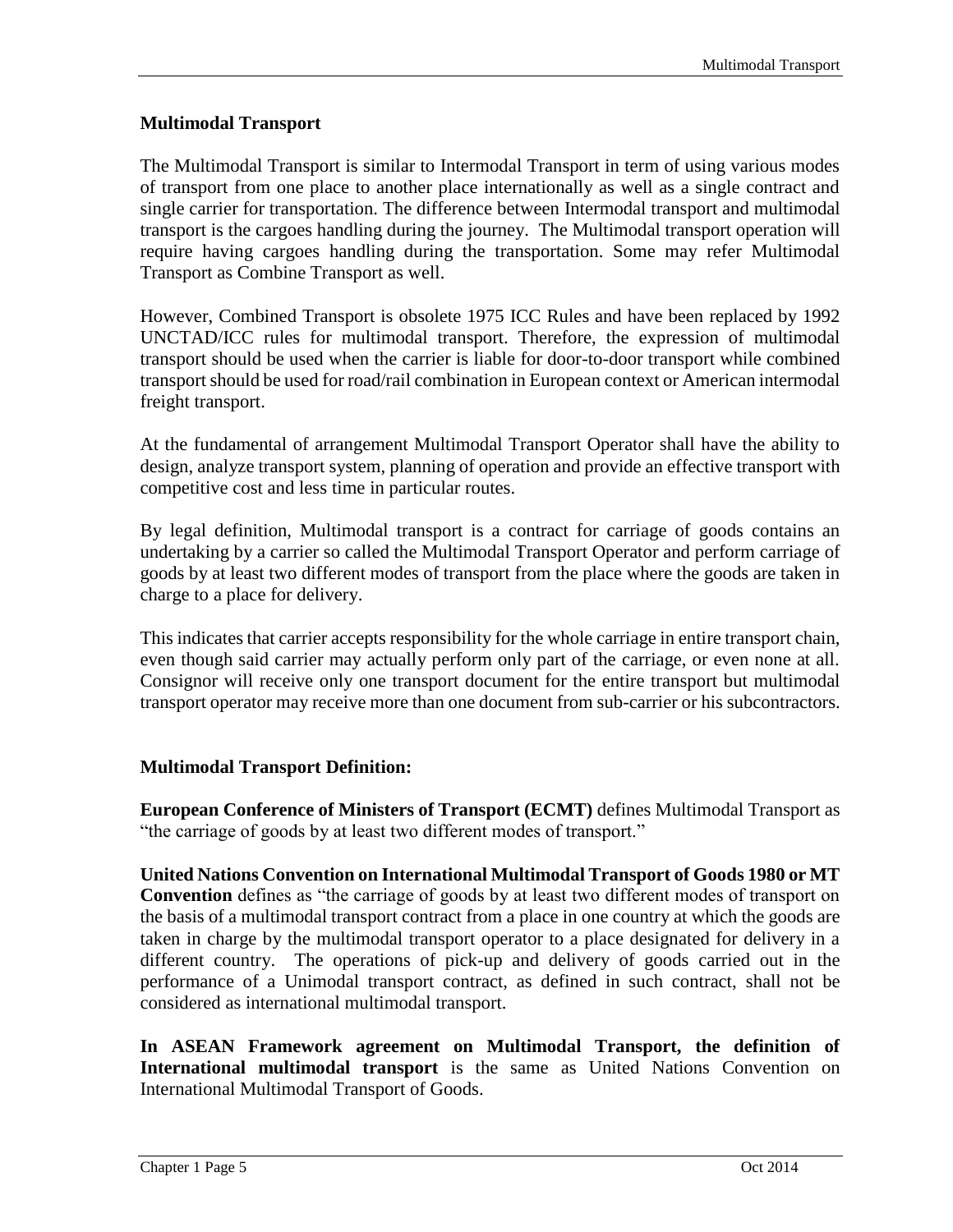**Multimodal Transport**

The Multimodal Transport is similar to Intermodal Transport in term of using various modes of transport from one place to another place internationally as well as a single contract and single carrier for transportation. The difference between Intermodal transport and multimodal transport is the cargoes handling during the journey. The Multimodal transport operation will require having cargoes handling during the transportation. Some may refer Multimodal Transport as Combine Transport as well.

However, Combined Transport is obsolete 1975 ICC Rules and have been replaced by 1992 UNCTAD/ICC rules for multimodal transport. Therefore, the expression of multimodal transport should be used when the carrier is liable for door-to-door transport while combined transport should be used for road/rail combination in European context or American intermodal freight transport.

At the fundamental of arrangement Multimodal Transport Operator shall have the ability to design, analyze transport system, planning of operation and provide an effective transport with competitive cost and less time in particular routes.

By legal definition, Multimodal transport is a contract for carriage of goods contains an undertaking by a carrier so called the Multimodal Transport Operator and perform carriage of goods by at least two different modes of transport from the place where the goods are taken in charge to a place for delivery.

This indicates that carrier accepts responsibility for the whole carriage in entire transport chain, even though said carrier may actually perform only part of the carriage, or even none at all. Consignor will receive only one transport document for the entire transport but multimodal transport operator may receive more than one document from sub-carrier or his subcontractors.

**Multimodal Transport Definition:**

**European Conference of Ministers of Transport (ECMT)** defines Multimodal Transport as "the carriage of goods by at least two different modes of transport."

**United Nations Convention on International Multimodal Transport of Goods 1980 or MT Convention** defines as "the carriage of goods by at least two different modes of transport on the basis of a multimodal transport contract from a place in one country at which the goods are taken in charge by the multimodal transport operator to a place designated for delivery in a different country. The operations of pick-up and delivery of goods carried out in the performance of a Unimodal transport contract, as defined in such contract, shall not be considered as international multimodal transport.

**In ASEAN Framework agreement on Multimodal Transport, the definition of International multimodal transport** is the same as United Nations Convention on International Multimodal Transport of Goods.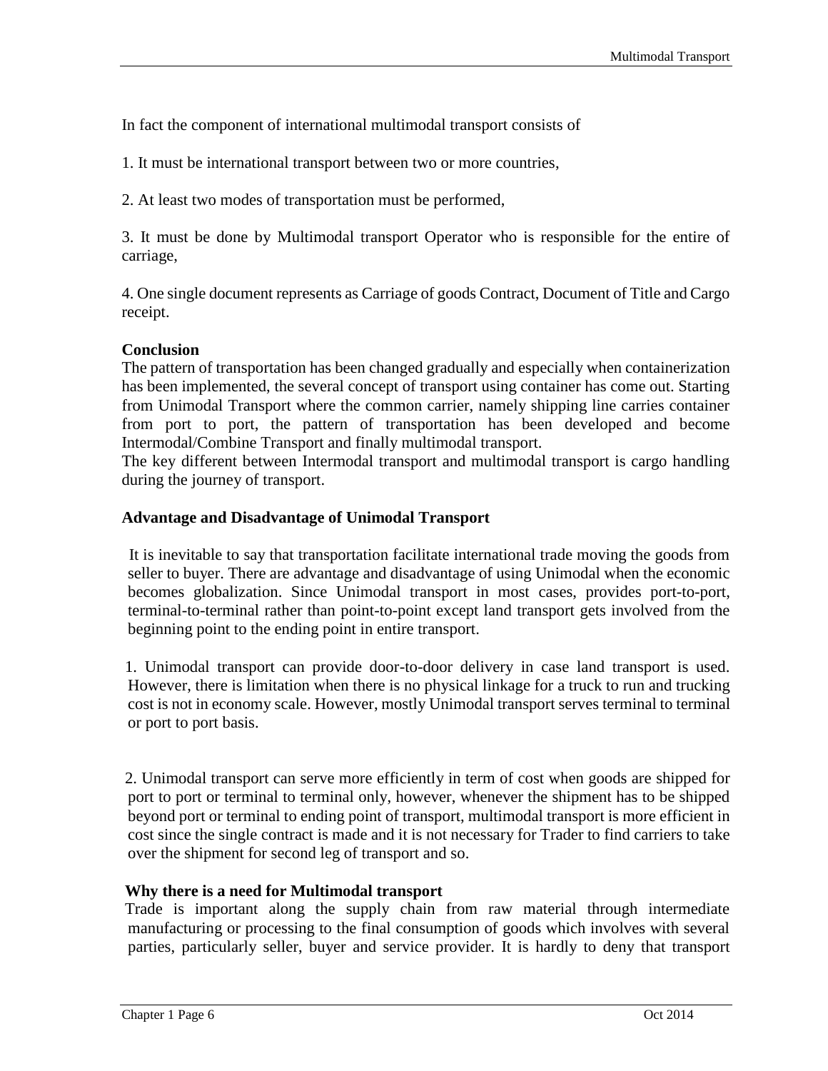In fact the component of international multimodal transport consists of

1. It must be international transport between two or more countries,

2. At least two modes of transportation must be performed,

3. It must be done by Multimodal transport Operator who is responsible for the entire of carriage,

4. One single document represents as Carriage of goods Contract, Document of Title and Cargo receipt.

**Conclusion**

The pattern of transportation has been changed gradually and especially when containerization has been implemented, the several concept of transport using container has come out. Starting from Unimodal Transport where the common carrier, namely shipping line carries container from port to port, the pattern of transportation has been developed and become Intermodal/Combine Transport and finally multimodal transport.

The key different between Intermodal transport and multimodal transport is cargo handling during the journey of transport.

**Advantage and Disadvantage of Unimodal Transport**

It is inevitable to say that transportation facilitate international trade moving the goods from seller to buyer. There are advantage and disadvantage of using Unimodal when the economic becomes globalization. Since Unimodal transport in most cases, provides port-to-port, terminal-to-terminal rather than point-to-point except land transport gets involved from the beginning point to the ending point in entire transport.

1. Unimodal transport can provide door-to-door delivery in case land transport is used. However, there is limitation when there is no physical linkage for a truck to run and trucking cost is not in economy scale. However, mostly Unimodal transport serves terminal to terminal or port to port basis.

2. Unimodal transport can serve more efficiently in term of cost when goods are shipped for port to port or terminal to terminal only, however, whenever the shipment has to be shipped beyond port or terminal to ending point of transport, multimodal transport is more efficient in cost since the single contract is made and it is not necessary for Trader to find carriers to take over the shipment for second leg of transport and so.

**Why there is a need for Multimodal transport**

Trade is important along the supply chain from raw material through intermediate manufacturing or processing to the final consumption of goods which involves with several parties, particularly seller, buyer and service provider. It is hardly to deny that transport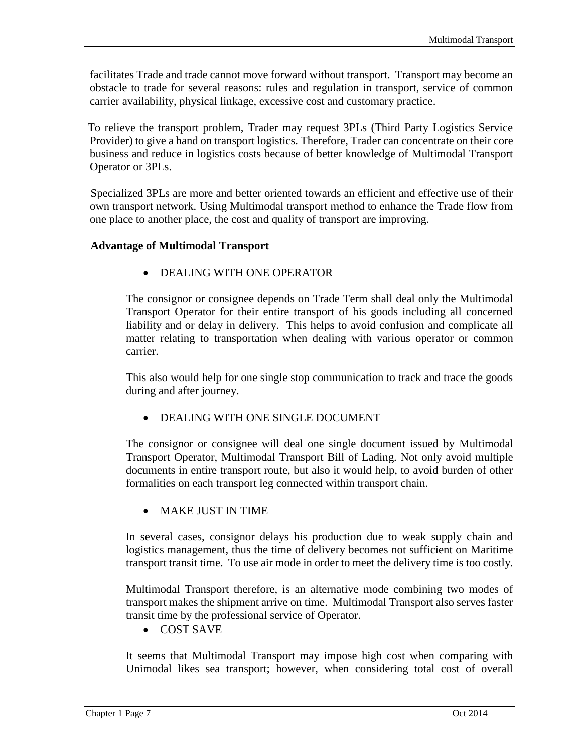facilitates Trade and trade cannot move forward without transport. Transport may become an obstacle to trade for several reasons: rules and regulation in transport, service of common carrier availability, physical linkage, excessive cost and customary practice.

To relieve the transport problem, Trader may request 3PLs (Third Party Logistics Service Provider) to give a hand on transport logistics. Therefore, Trader can concentrate on their core business and reduce in logistics costs because of better knowledge of Multimodal Transport Operator or 3PLs.

Specialized 3PLs are more and better oriented towards an efficient and effective use of their own transport network. Using Multimodal transport method to enhance the Trade flow from one place to another place, the cost and quality of transport are improving.

**Advantage of Multimodal Transport**

- DEALING WITH ONE OPERATOR

The consignor or consignee depends on Trade Term shall deal only the Multimodal Transport Operator for their entire transport of his goods including all concerned liability and or delay in delivery. This helps to avoid confusion and complicate all matter relating to transportation when dealing with various operator or common carrier.

This also would help for one single stop communication to track and trace the goods during and after journey.

- DEALING WITH ONE SINGLE DOCUMENT

The consignor or consignee will deal one single document issued by Multimodal Transport Operator, Multimodal Transport Bill of Lading. Not only avoid multiple documents in entire transport route, but also it would help, to avoid burden of other formalities on each transport leg connected within transport chain.

- MAKE JUST IN TIME

In several cases, consignor delays his production due to weak supply chain and logistics management, thus the time of delivery becomes not sufficient on Maritime transport transit time. To use air mode in order to meet the delivery time is too costly.

Multimodal Transport therefore, is an alternative mode combining two modes of transport makes the shipment arrive on time. Multimodal Transport also serves faster transit time by the professional service of Operator.

- COST SAVE

It seems that Multimodal Transport may impose high cost when comparing with Unimodal likes sea transport; however, when considering total cost of overall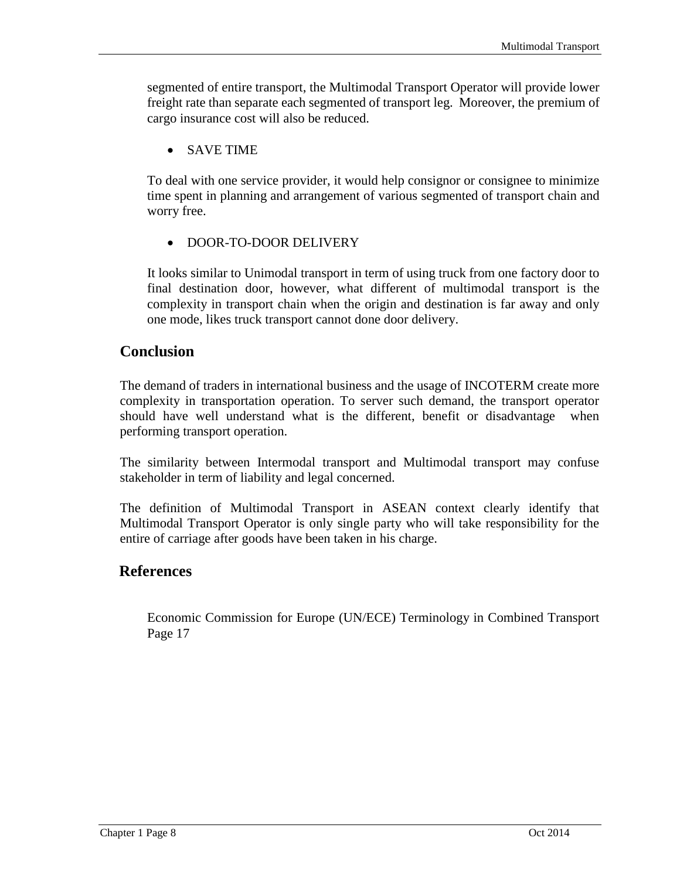segmented of entire transport, the Multimodal Transport Operator will provide lower freight rate than separate each segmented of transport leg.  Moreover, the premium of cargo insurance cost will also be reduced.

- SAVE TIME

To deal with one service provider, it would help consignor or consignee to minimize time spent in planning and arrangement of various segmented of transport chain and worry free.

- DOOR-TO-DOOR DELIVERY

It looks similar to Unimodal transport in term of using truck from one factory door to final destination door, however, what different of multimodal transport is the complexity in transport chain when the origin and destination is far away and only one mode, likes truck transport cannot done door delivery.

## Conclusion

The demand of traders in international business and the usage of INCOTERM create more complexity in transportation operation. To server such demand, the transport operator should have well understand what is the different, benefit or disadvantage when performing transport operation.

The similarity between Intermodal transport and Multimodal transport may confuse stakeholder in term of liability and legal concerned.

The definition of Multimodal Transport in ASEAN context clearly identify that Multimodal Transport Operator is only single party who will take responsibility for the entire of carriage after goods have been taken in his charge.

## References

Economic Commission for Europe (UN/ECE) Terminology in Combined Transport Page 17